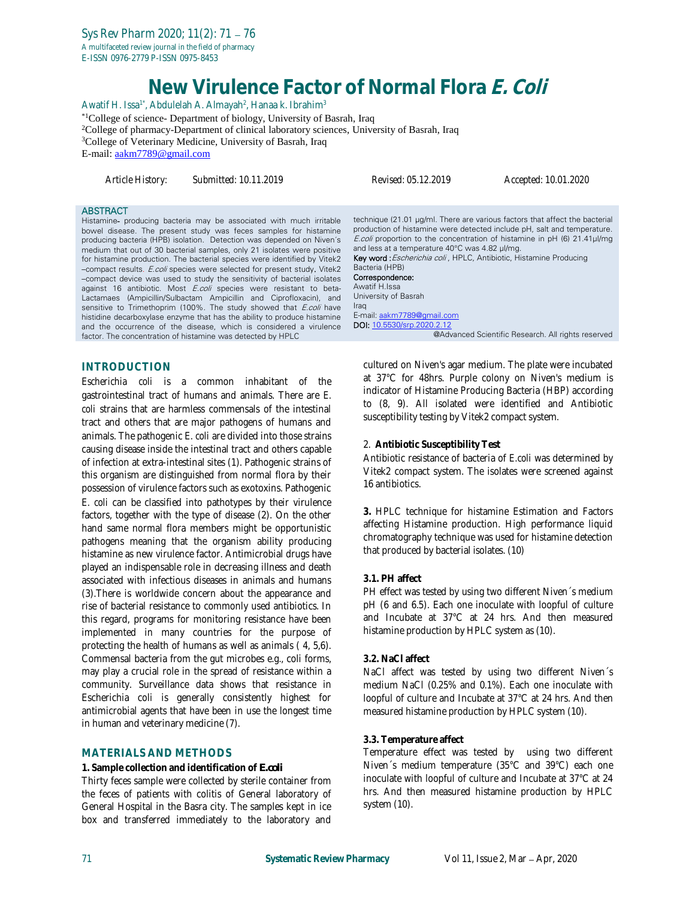# New Virulence Factor of Normal Flora *E. Coli*

Awatif H. Issa[1*], Abdulelah A. Almayah[2], Hanaa k. Ibrahim[3]

[*1]College of science- Department of biology, University of Basrah, Iraq
[2]College of pharmacy-Department of clinical laboratory sciences, University of Basrah, Iraq
[3]College of Veterinary Medicine, University of Basrah, Iraq
E-mail: aakm7789@gmail.com

Article History: Submitted: 10.11.2019 Revised: 05.12.2019 Accepted: 10.01.2020

## ABSTRACT

Histamine- producing bacteria may be associated with much irritable bowel disease. The present study was feces samples for histamine producing bacteria (HPB) isolation. Detection was depended on Niven´s medium that out of 30 bacterial samples, only 21 isolates were positive for histamine production. The bacterial species were identified by Vitek2 –compact results. *E.coli* species were selected for present study. Vitek2 –compact device was used to study the sensitivity of bacterial isolates against 16 antibiotic. Most *E.coli* species were resistant to beta-Lactamaes (Ampicillin/Sulbactam Ampicillin and Ciprofloxacin), and sensitive to Trimethoprim (100%. The study showed that *E.coli* have histidine decarboxylase enzyme that has the ability to produce histamine and the occurrence of the disease, which is considered a virulence factor. The concentration of histamine was detected by HPLC technique (21.01 µg/ml. There are various factors that affect the bacterial production of histamine were detected include pH, salt and temperature. *E.coli* proportion to the concentration of histamine in pH (6) 21.41µl/mg and less at a temperature 40°C was 4.82 µl/mg.

**Key word :** *Escherichia coli* , HPLC, Antibiotic, Histamine Producing Bacteria (HPB)

**Correspondence:**
Awatif H.Issa
University of Basrah
Iraq
E-mail: aakm7789@gmail.com
DOI: 10.5530/srp.2020.2.12

@Advanced Scientific Research. All rights reserved

## INTRODUCTION

Escherichia coli is a common inhabitant of the gastrointestinal tract of humans and animals. There are E. coli strains that are harmless commensals of the intestinal tract and others that are major pathogens of humans and animals. The pathogenic E. coli are divided into those strains causing disease inside the intestinal tract and others capable of infection at extra-intestinal sites (1). Pathogenic strains of this organism are distinguished from normal flora by their possession of virulence factors such as exotoxins. Pathogenic E. coli can be classified into pathotypes by their virulence factors, together with the type of disease (2). On the other hand same normal flora members might be opportunistic pathogens meaning that the organism ability producing histamine as new virulence factor. Antimicrobial drugs have played an indispensable role in decreasing illness and death associated with infectious diseases in animals and humans (3).There is worldwide concern about the appearance and rise of bacterial resistance to commonly used antibiotics. In this regard, programs for monitoring resistance have been implemented in many countries for the purpose of protecting the health of humans as well as animals ( 4, 5,6). Commensal bacteria from the gut microbes e.g., coli forms, may play a crucial role in the spread of resistance within a community. Surveillance data shows that resistance in Escherichia coli is generally consistently highest for antimicrobial agents that have been in use the longest time in human and veterinary medicine (7).

## MATERIALS AND METHODS

### 1. Sample collection and identification of *E.coli*

Thirty feces sample were collected by sterile container from the feces of patients with colitis of General laboratory of General Hospital in the Basra city. The samples kept in ice box and transferred immediately to the laboratory and cultured on Niven's agar medium. The plate were incubated at 37°C for 48hrs. Purple colony on Niven's medium is indicator of Histamine Producing Bacteria (HBP) according to (8, 9). All isolated were identified and Antibiotic susceptibility testing by Vitek2 compact system.

### 2. Antibiotic Susceptibility Test

Antibiotic resistance of bacteria of E.coli was determined by Vitek2 compact system. The isolates were screened against 16 antibiotics.

**3.** HPLC technique for histamine Estimation and Factors affecting Histamine production. High performance liquid chromatography technique was used for histamine detection that produced by bacterial isolates. (10)

### 3.1. PH affect

PH effect was tested by using two different Niven´s medium pH (6 and 6.5). Each one inoculate with loopful of culture and Incubate at 37°C at 24 hrs. And then measured histamine production by HPLC system as (10).

### 3.2. NaCl affect

NaCl affect was tested by using two different Niven´s medium NaCl (0.25% and 0.1%). Each one inoculate with loopful of culture and Incubate at 37°C at 24 hrs. And then measured histamine production by HPLC system (10).

### 3.3. Temperature affect

Temperature effect was tested by using two different Niven´s medium temperature (35°C and 39°C) each one inoculate with loopful of culture and Incubate at 37°C at 24 hrs. And then measured histamine production by HPLC system (10).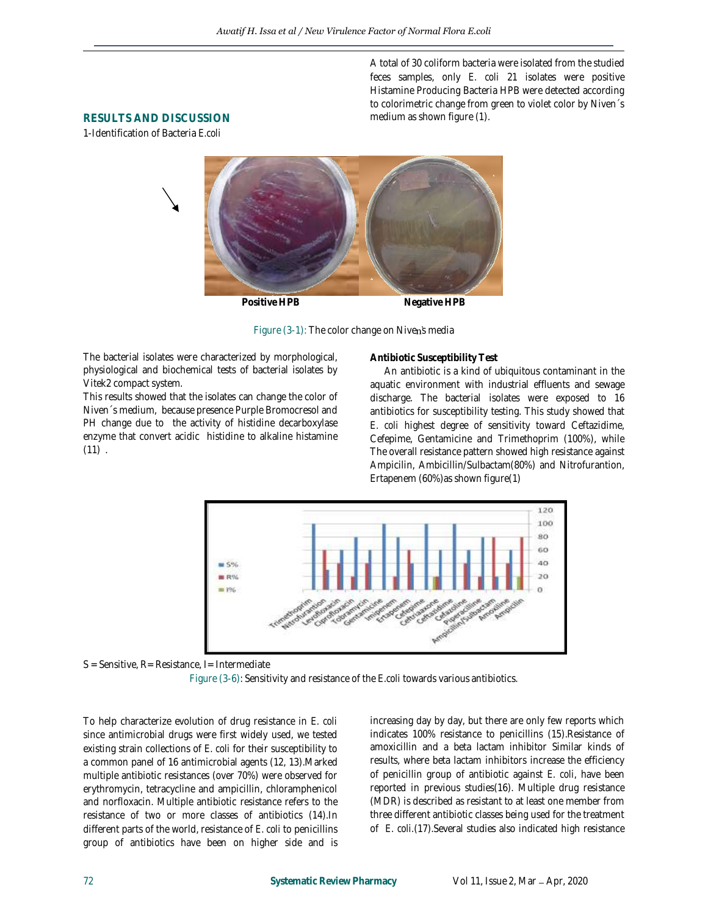## RESULTS AND DISCUSSION

1-Identification of Bacteria E.coli

A total of 30 coliform bacteria were isolated from the studied feces samples, only *E. coli* 21 isolates were positive Histamine Producing Bacteria HPB were detected according to colorimetric change from green to violet color by Niven´s medium as shown figure (1).

Positive HPB Negative HPB

Figure (3-1): The color change on Niven's media

The bacterial isolates were characterized by morphological, physiological and biochemical tests of bacterial isolates by Vitek2 compact system.

This results showed that the isolates can change the color of Niven´s medium, because presence Purple Bromocresol and PH change due to the activity of histidine decarboxylase enzyme that convert acidic histidine to alkaline histamine (11) .

**Antibiotic Susceptibility Test**

An antibiotic is a kind of ubiquitous contaminant in the aquatic environment with industrial effluents and sewage discharge. The bacterial isolates were exposed to 16 antibiotics for susceptibility testing. This study showed that *E. coli* highest degree of sensitivity toward Ceftazidime, Cefepime, Gentamicine and Trimethoprim (100%), while The overall resistance pattern showed high resistance against Ampicilin, Ambicillin/Sulbactam(80%) and Nitrofurantion, Ertapenem (60%)as shown figure(1)

S = Sensitive, R= Resistance, I= Intermediate

Figure (3-6): Sensitivity and resistance of the E.coli towards various antibiotics.

To help characterize evolution of drug resistance in *E. coli* since antimicrobial drugs were first widely used, we tested existing strain collections of E. coli for their susceptibility to a common panel of 16 antimicrobial agents (12, 13).Marked multiple antibiotic resistances (over 70%) were observed for erythromycin, tetracycline and ampicillin, chloramphenicol and norfloxacin. Multiple antibiotic resistance refers to the resistance of two or more classes of antibiotics (14).In different parts of the world, resistance of *E. coli* to penicillins group of antibiotics have been on higher side and is increasing day by day, but there are only few reports which indicates 100% resistance to penicillins (15).Resistance of amoxicillin and a beta lactam inhibitor Similar kinds of results, where beta lactam inhibitors increase the efficiency of penicillin group of antibiotic against *E. coli*, have been reported in previous studies(16). Multiple drug resistance (MDR) is described as resistant to at least one member from three different antibiotic classes being used for the treatment of *E. coli*.(17).Several studies also indicated high resistance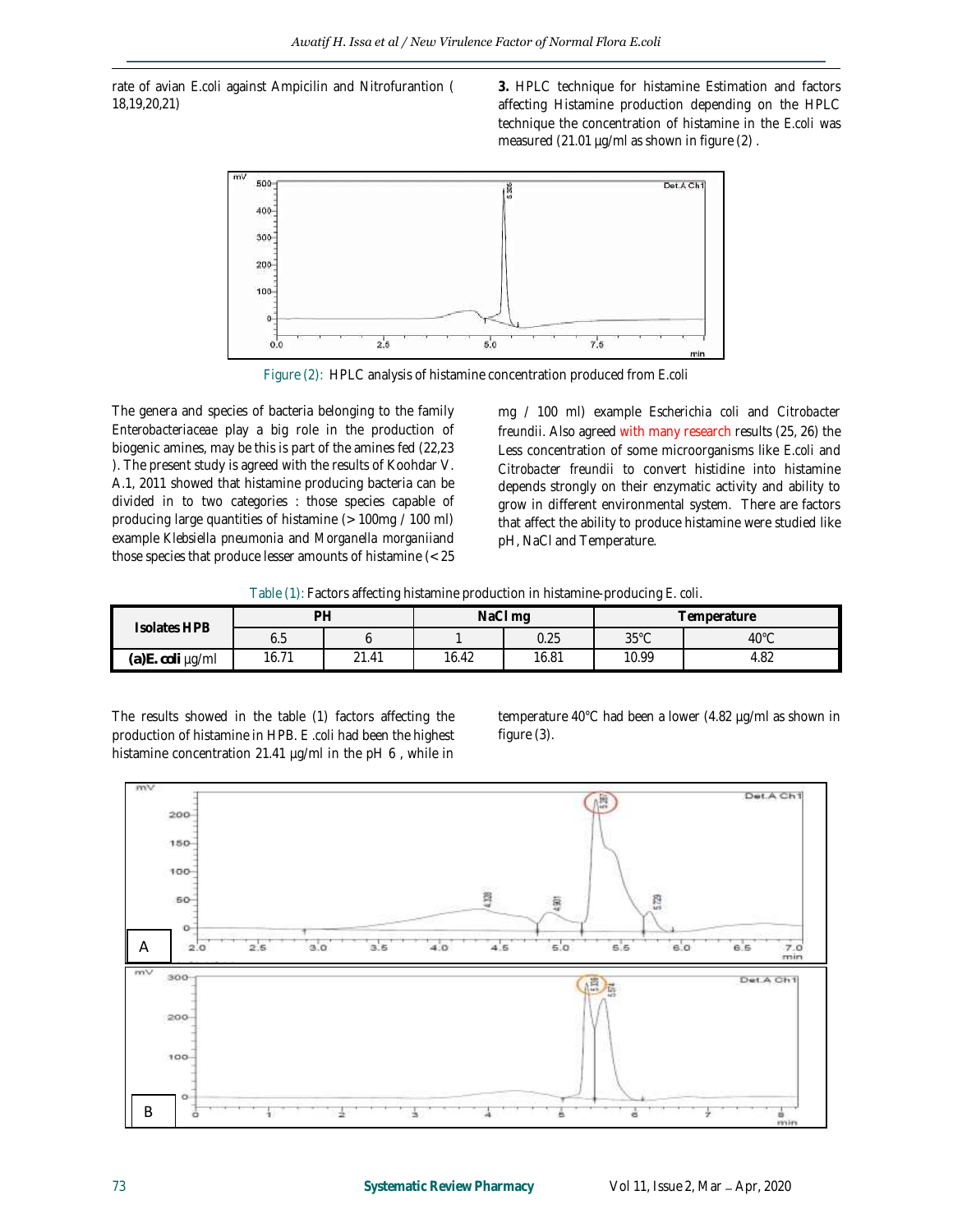rate of avian E.coli against Ampicilin and Nitrofurantion ( 18,19,20,21)

**3.** HPLC technique for histamine Estimation and factors affecting Histamine production depending on the HPLC technique the concentration of histamine in the E.coli was measured (21.01 µg/ml as shown in figure (2) .

Figure (2): HPLC analysis of histamine concentration produced from E.coli

The genera and species of bacteria belonging to the family *Enterobacteriaceae* play a big role in the production of biogenic amines, may be this is part of the amines fed (22,23 ). The present study is agreed with the results of Koohdar V. A.1, 2011 showed that histamine producing bacteria can be divided in to two categories : those species capable of producing large quantities of histamine (> 100mg / 100 ml) example *Klebsiella pneumonia* and *Morganella morganii*and those species that produce lesser amounts of histamine (< 25 mg / 100 ml) example *Escherichia coli* and *Citrobacter freundii*. Also agreed with many research results (25, 26) the Less concentration of some microorganisms like E.coli and *Citrobacter freundii* to convert histidine into histamine depends strongly on their enzymatic activity and ability to grow in different environmental system. There are factors that affect the ability to produce histamine were studied like pH, NaCl and Temperature.

Table (1): Factors affecting histamine production in histamine-producing E. coli.

| Isolates HPB | PH | | NaCl mg | | Temperature | |
|---|---|---|---|---|---|---|
| | 6.5 | 6 | 1 | 0.25 | 35°C | 40°C |
| **(a)E. coli** µg/ml | 16.71 | 21.41 | 16.42 | 16.81 | 10.99 | 4.82 |

The results showed in the table (1) factors affecting the production of histamine in HPB. E .coli had been the highest histamine concentration 21.41 µg/ml in the pH 6 , while in temperature 40°C had been a lower (4.82 µg/ml as shown in figure (3).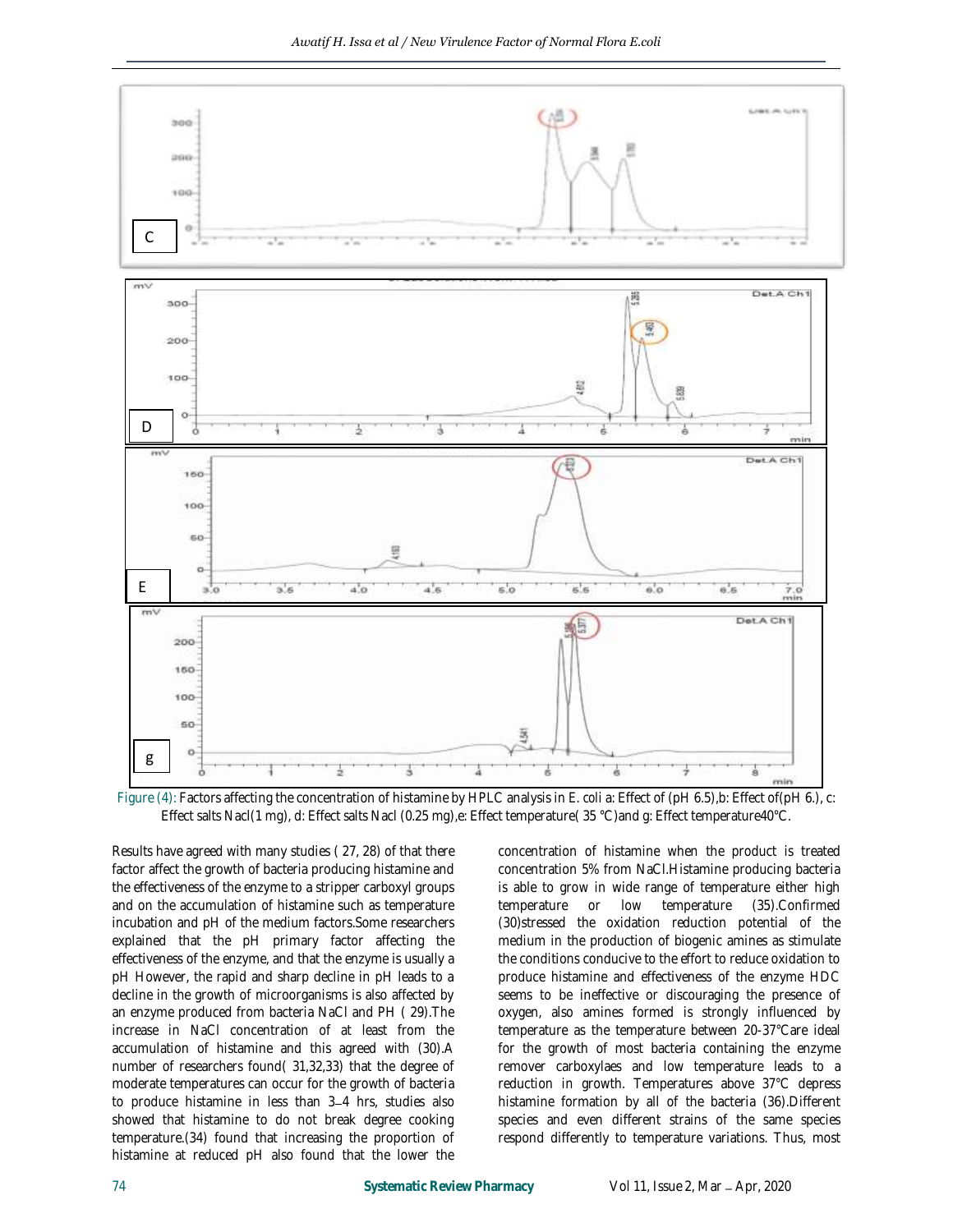Figure (4): Factors affecting the concentration of histamine by HPLC analysis in E. coli a: Effect of (pH 6.5),b: Effect of(pH 6.), c: Effect salts Nacl(1 mg), d: Effect salts Nacl (0.25 mg),e: Effect temperature( 35 °C)and g: Effect temperature40°C.

Results have agreed with many studies ( 27, 28) of that there factor affect the growth of bacteria producing histamine and the effectiveness of the enzyme to a stripper carboxyl groups and on the accumulation of histamine such as temperature incubation and pH of the medium factors.Some researchers explained that the pH primary factor affecting the effectiveness of the enzyme, and that the enzyme is usually a pH However, the rapid and sharp decline in pH leads to a decline in the growth of microorganisms is also affected by an enzyme produced from bacteria NaCl and PH ( 29).The increase in NaCl concentration of at least from the accumulation of histamine and this agreed with (30).A number of researchers found( 31,32,33) that the degree of moderate temperatures can occur for the growth of bacteria to produce histamine in less than 3–4 hrs, studies also showed that histamine to do not break degree cooking temperature.(34) found that increasing the proportion of histamine at reduced pH also found that the lower the concentration of histamine when the product is treated concentration 5% from NaCl.Histamine producing bacteria is able to grow in wide range of temperature either high temperature or low temperature (35).Confirmed (30)stressed the oxidation reduction potential of the medium in the production of biogenic amines as stimulate the conditions conducive to the effort to reduce oxidation to produce histamine and effectiveness of the enzyme HDC seems to be ineffective or discouraging the presence of oxygen, also amines formed is strongly influenced by temperature as the temperature between 20-37°Care ideal for the growth of most bacteria containing the enzyme remover carboxylaes and low temperature leads to a reduction in growth. Temperatures above 37°C depress histamine formation by all of the bacteria (36).Different species and even different strains of the same species respond differently to temperature variations. Thus, most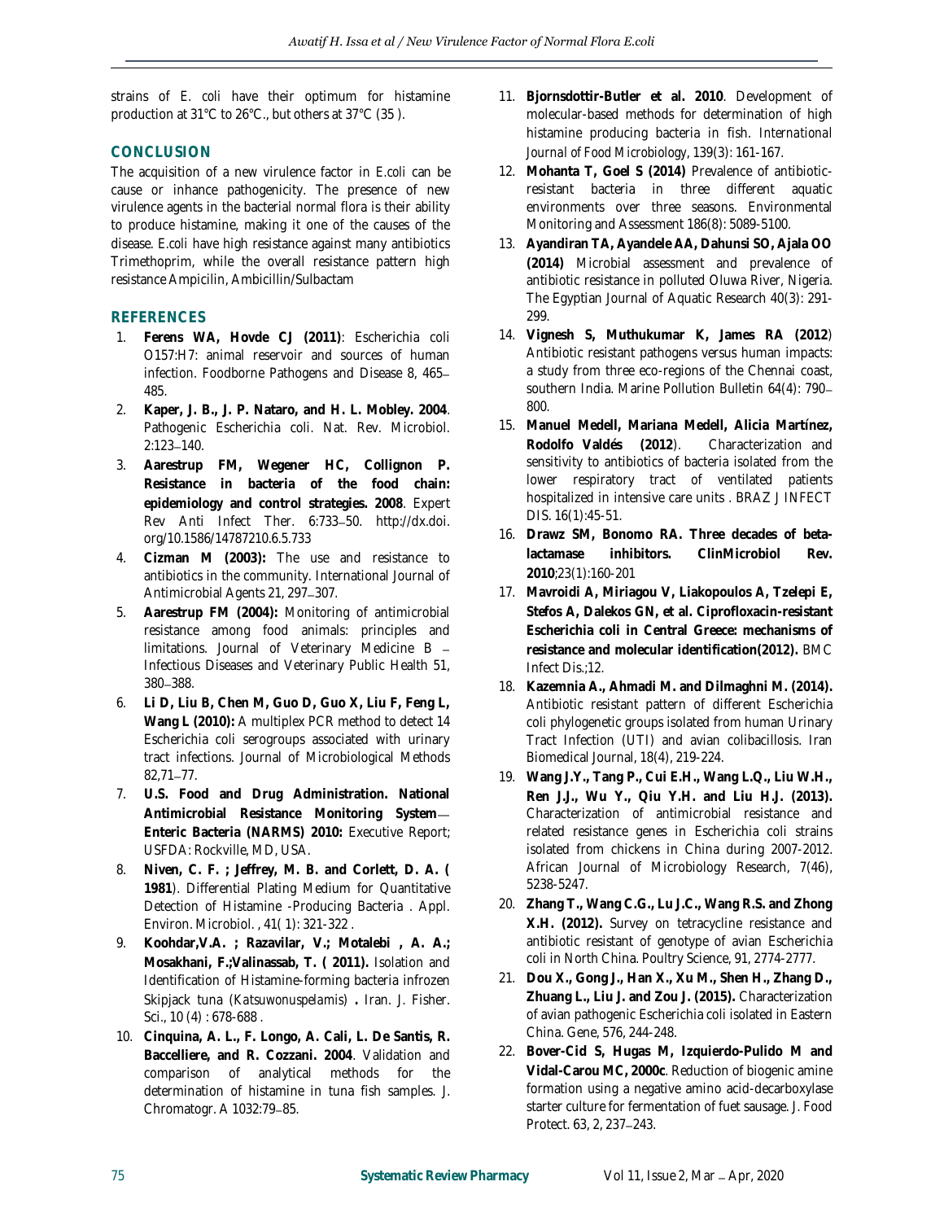strains of E. coli have their optimum for histamine production at 31°C to 26°C., but others at 37°C (35 ).

## CONCLUSION

The acquisition of a new virulence factor in E.coli can be cause or inhance pathogenicity. The presence of new virulence agents in the bacterial normal flora is their ability to produce histamine, making it one of the causes of the disease. E.coli have high resistance against many antibiotics Trimethoprim, while the overall resistance pattern high resistance Ampicilin, Ambicillin/Sulbactam

## REFERENCES

1. **Ferens WA, Hovde CJ (2011)**: Escherichia coli O157:H7: animal reservoir and sources of human infection. Foodborne Pathogens and Disease 8, 465–485.
2. **Kaper, J. B., J. P. Nataro, and H. L. Mobley. 2004**. Pathogenic Escherichia coli. Nat. Rev. Microbiol. 2:123–140.
3. **Aarestrup FM, Wegener HC, Collignon P. Resistance in bacteria of the food chain: epidemiology and control strategies. 2008**. Expert Rev Anti Infect Ther. 6:733–50. http://dx.doi.org/10.1586/14787210.6.5.733
4. **Cizman M (2003):** The use and resistance to antibiotics in the community. International Journal of Antimicrobial Agents 21, 297–307.
5. **Aarestrup FM (2004):** Monitoring of antimicrobial resistance among food animals: principles and limitations. Journal of Veterinary Medicine B – Infectious Diseases and Veterinary Public Health 51, 380–388.
6. **Li D, Liu B, Chen M, Guo D, Guo X, Liu F, Feng L, Wang L (2010):** A multiplex PCR method to detect 14 Escherichia coli serogroups associated with urinary tract infections. Journal of Microbiological Methods 82,71–77.
7. **U.S. Food and Drug Administration. National Antimicrobial Resistance Monitoring System—Enteric Bacteria (NARMS) 2010:** Executive Report; USFDA: Rockville, MD, USA.
8. **Niven, C. F. ; Jeffrey, M. B. and Corlett, D. A. ( 1981**). Differential Plating Medium for Quantitative Detection of Histamine -Producing Bacteria . Appl. Environ. Microbiol. , 41( 1): 321-322 .
9. **Koohdar,V.A. ; Razavilar, V.; Motalebi , A. A.; Mosakhani, F.;Valinassab, T. ( 2011).** Isolation and Identification of Histamine-forming bacteria infrozen Skipjack tuna (*Katsuwonuspelamis*) **.** Iran. J. Fisher. Sci., 10 (4) : 678-688 .
10. **Cinquina, A. L., F. Longo, A. Cali, L. De Santis, R. Baccelliere, and R. Cozzani. 2004**. Validation and comparison of analytical methods for the determination of histamine in tuna fish samples. J. Chromatogr. A 1032:79–85.
11. **Bjornsdottir-Butler et al. 2010**. Development of molecular-based methods for determination of high histamine producing bacteria in fish. *International Journal of Food Microbiology*, 139(3): 161-167.
12. **Mohanta T, Goel S (2014)** Prevalence of antibiotic-resistant bacteria in three different aquatic environments over three seasons. Environmental Monitoring and Assessment 186(8): 5089-5100.
13. **Ayandiran TA, Ayandele AA, Dahunsi SO, Ajala OO (2014)** Microbial assessment and prevalence of antibiotic resistance in polluted Oluwa River, Nigeria. The Egyptian Journal of Aquatic Research 40(3): 291-299.
14. **Vignesh S, Muthukumar K, James RA (2012**) Antibiotic resistant pathogens versus human impacts: a study from three eco-regions of the Chennai coast, southern India. Marine Pollution Bulletin 64(4): 790–800.
15. **Manuel Medell, Mariana Medell, Alicia Martínez, Rodolfo Valdés (2012**). Characterization and sensitivity to antibiotics of bacteria isolated from the lower respiratory tract of ventilated patients hospitalized in intensive care units . BRAZ J INFECT DIS. 16(1):45-51.
16. **Drawz SM, Bonomo RA. Three decades of beta-lactamase inhibitors. ClinMicrobiol Rev. 2010**;23(1):160-201
17. **Mavroidi A, Miriagou V, Liakopoulos A, Tzelepi E, Stefos A, Dalekos GN, et al. Ciprofloxacin-resistant Escherichia coli in Central Greece: mechanisms of resistance and molecular identification(2012).** BMC Infect Dis.;12.
18. **Kazemnia A., Ahmadi M. and Dilmaghni M. (2014).** Antibiotic resistant pattern of different Escherichia coli phylogenetic groups isolated from human Urinary Tract Infection (UTI) and avian colibacillosis. Iran Biomedical Journal, 18(4), 219-224.
19. **Wang J.Y., Tang P., Cui E.H., Wang L.Q., Liu W.H., Ren J.J., Wu Y., Qiu Y.H. and Liu H.J. (2013).** Characterization of antimicrobial resistance and related resistance genes in Escherichia coli strains isolated from chickens in China during 2007-2012. African Journal of Microbiology Research, 7(46), 5238-5247.
20. **Zhang T., Wang C.G., Lu J.C., Wang R.S. and Zhong X.H. (2012).** Survey on tetracycline resistance and antibiotic resistant of genotype of avian Escherichia coli in North China. Poultry Science, 91, 2774-2777.
21. **Dou X., Gong J., Han X., Xu M., Shen H., Zhang D., Zhuang L., Liu J. and Zou J. (2015).** Characterization of avian pathogenic Escherichia coli isolated in Eastern China. Gene, 576, 244-248.
22. **Bover-Cid S, Hugas M, Izquierdo-Pulido M and Vidal-Carou MC, 2000c**. Reduction of biogenic amine formation using a negative amino acid-decarboxylase starter culture for fermentation of fuet sausage. J. Food Protect. 63, 2, 237–243.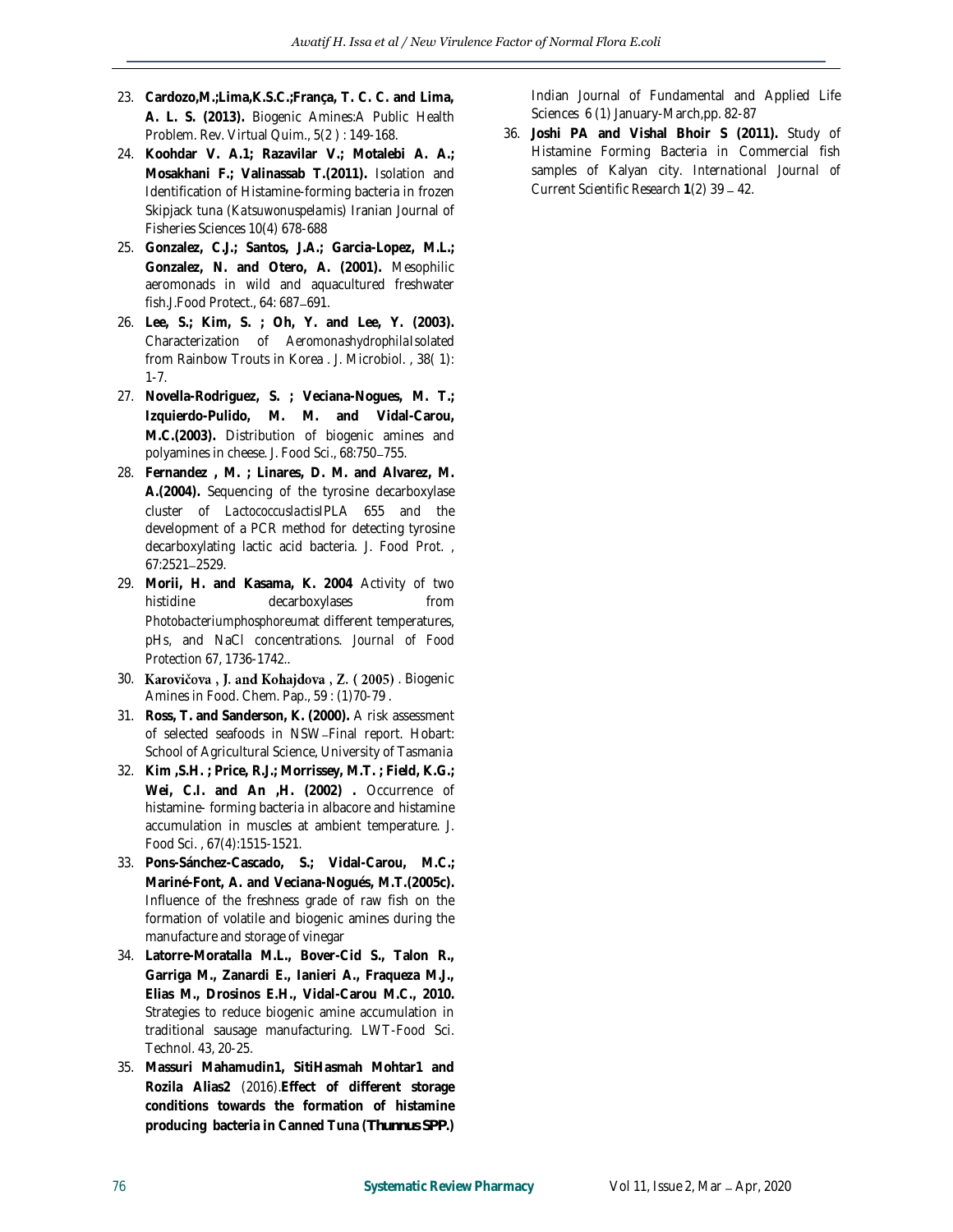23. **Cardozo,M.;Lima,K.S.C.;França, T. C. C. and Lima, A. L. S. (2013).** Biogenic Amines:A Public Health Problem. Rev. Virtual Quim., 5(2 ) : 149-168.
24. **Koohdar V. A.1; Razavilar V.; Motalebi A. A.; Mosakhani F.; Valinassab T.(2011).** Isolation and Identification of Histamine-forming bacteria in frozen Skipjack tuna (*Katsuwonuspelamis*) Iranian Journal of Fisheries Sciences 10(4) 678-688
25. **Gonzalez, C.J.; Santos, J.A.; Garcia-Lopez, M.L.; Gonzalez, N. and Otero, A. (2001).** Mesophilic aeromonads in wild and aquacultured freshwater fish.J.Food Protect., 64: 687–691.
26. **Lee, S.; Kim, S. ; Oh, Y. and Lee, Y. (2003).** Characterization of *Aeromonas*hydrophilaIsolated from Rainbow Trouts in Korea . J. Microbiol. , 38( 1): 1-7.
27. **Novella-Rodriguez, S. ; Veciana-Nogues, M. T.; Izquierdo-Pulido, M. M. and Vidal-Carou, M.C.(2003).** Distribution of biogenic amines and polyamines in cheese. J. Food Sci., 68:750–755.
28. **Fernandez , M. ; Linares, D. M. and Alvarez, M. A.(2004).** Sequencing of the tyrosine decarboxylase cluster of *Lactococcuslactis*IPLA 655 and the development of a PCR method for detecting tyrosine decarboxylating lactic acid bacteria. J. Food Prot. , 67:2521–2529.
29. **Morii, H. and Kasama, K. 2004** Activity of two histidine decarboxylases from *Photobacteriumphosphoreum*at different temperatures, pHs, and NaCl concentrations. *Journal of Food Protection* 67, 1736-1742..
30. **Karovičova , J. and Kohajdova , Z. ( 2005)** . Biogenic Amines in Food. Chem. Pap., 59 : (1)70-79 .
31. **Ross, T. and Sanderson, K. (2000).** A risk assessment of selected seafoods in NSW–Final report. Hobart: School of Agricultural Science, University of Tasmania
32. **Kim ,S.H. ; Price, R.J.; Morrissey, M.T. ; Field, K.G.; Wei, C.I. and An ,H. (2002) .** Occurrence of histamine- forming bacteria in albacore and histamine accumulation in muscles at ambient temperature. J. Food Sci. , 67(4):1515-1521.
33. **Pons-Sánchez-Cascado, S.; Vidal-Carou, M.C.; Mariné-Font, A. and Veciana-Nogués, M.T.(2005c).** Influence of the freshness grade of raw fish on the formation of volatile and biogenic amines during the manufacture and storage of vinegar
34. **Latorre-Moratalla M.L., Bover-Cid S., Talon R., Garriga M., Zanardi E., Ianieri A., Fraqueza M.J., Elias M., Drosinos E.H., Vidal-Carou M.C., 2010.** Strategies to reduce biogenic amine accumulation in traditional sausage manufacturing. LWT-Food Sci. Technol. 43, 20-25.
35. **Massuri Mahamudin1, SitiHasmah Mohtar1 and Rozila Alias2** (2016).**Effect of different storage conditions towards the formation of histamine producing bacteria in Canned Tuna (*Thunnus SPP.*)** Indian Journal of Fundamental and Applied Life Sciences 6 (1) January-March,pp. 82-87
36. **Joshi PA and Vishal Bhoir S (2011).** Study of Histamine Forming Bacteria in Commercial fish samples of Kalyan city. *International Journal of Current Scientific Research* **1**(2) 39 – 42.